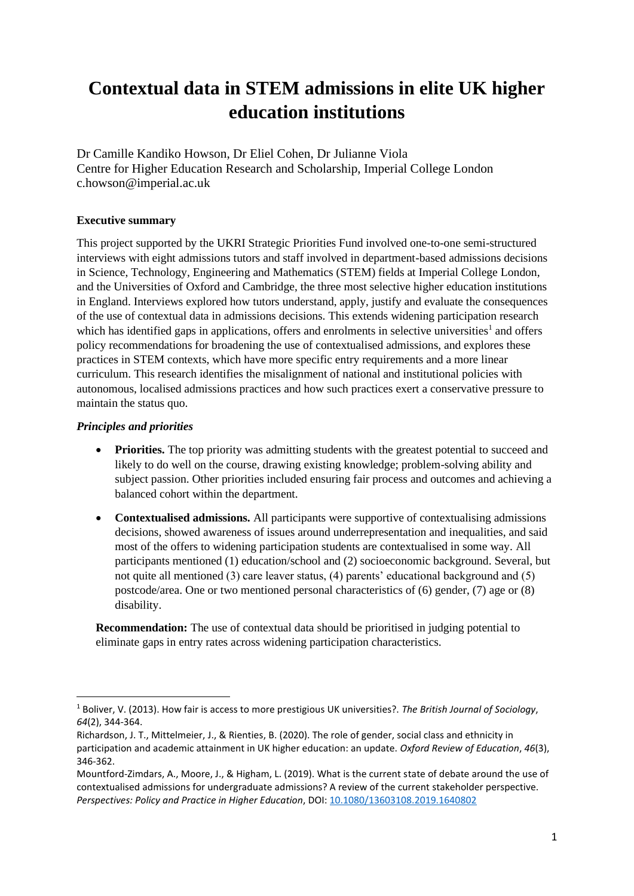# Contextual data in STEM admissions in elite UK higher education institutions

Dr Camille Kandiko Howson, Dr Eliel Cohen, Dr Julianne Viola
Centre for Higher Education Research and Scholarship, Imperial College London
c.howson@imperial.ac.uk

**Executive summary**

This project supported by the UKRI Strategic Priorities Fund involved one-to-one semi-structured interviews with eight admissions tutors and staff involved in department-based admissions decisions in Science, Technology, Engineering and Mathematics (STEM) fields at Imperial College London, and the Universities of Oxford and Cambridge, the three most selective higher education institutions in England. Interviews explored how tutors understand, apply, justify and evaluate the consequences of the use of contextual data in admissions decisions. This extends widening participation research which has identified gaps in applications, offers and enrolments in selective universities[1] and offers policy recommendations for broadening the use of contextualised admissions, and explores these practices in STEM contexts, which have more specific entry requirements and a more linear curriculum. This research identifies the misalignment of national and institutional policies with autonomous, localised admissions practices and how such practices exert a conservative pressure to maintain the status quo.

***Principles and priorities***

- **Priorities.** The top priority was admitting students with the greatest potential to succeed and likely to do well on the course, drawing existing knowledge; problem-solving ability and subject passion. Other priorities included ensuring fair process and outcomes and achieving a balanced cohort within the department.
- **Contextualised admissions.** All participants were supportive of contextualising admissions decisions, showed awareness of issues around underrepresentation and inequalities, and said most of the offers to widening participation students are contextualised in some way. All participants mentioned (1) education/school and (2) socioeconomic background. Several, but not quite all mentioned (3) care leaver status, (4) parents' educational background and (5) postcode/area. One or two mentioned personal characteristics of (6) gender, (7) age or (8) disability.

**Recommendation:** The use of contextual data should be prioritised in judging potential to eliminate gaps in entry rates across widening participation characteristics.

---

[1] Boliver, V. (2013). How fair is access to more prestigious UK universities?. *The British Journal of Sociology*, *64*(2), 344-364.

Richardson, J. T., Mittelmeier, J., & Rienties, B. (2020). The role of gender, social class and ethnicity in participation and academic attainment in UK higher education: an update. *Oxford Review of Education*, *46*(3), 346-362.

Mountford-Zimdars, A., Moore, J., & Higham, L. (2019). What is the current state of debate around the use of contextualised admissions for undergraduate admissions? A review of the current stakeholder perspective. *Perspectives: Policy and Practice in Higher Education*, DOI: 10.1080/13603108.2019.1640802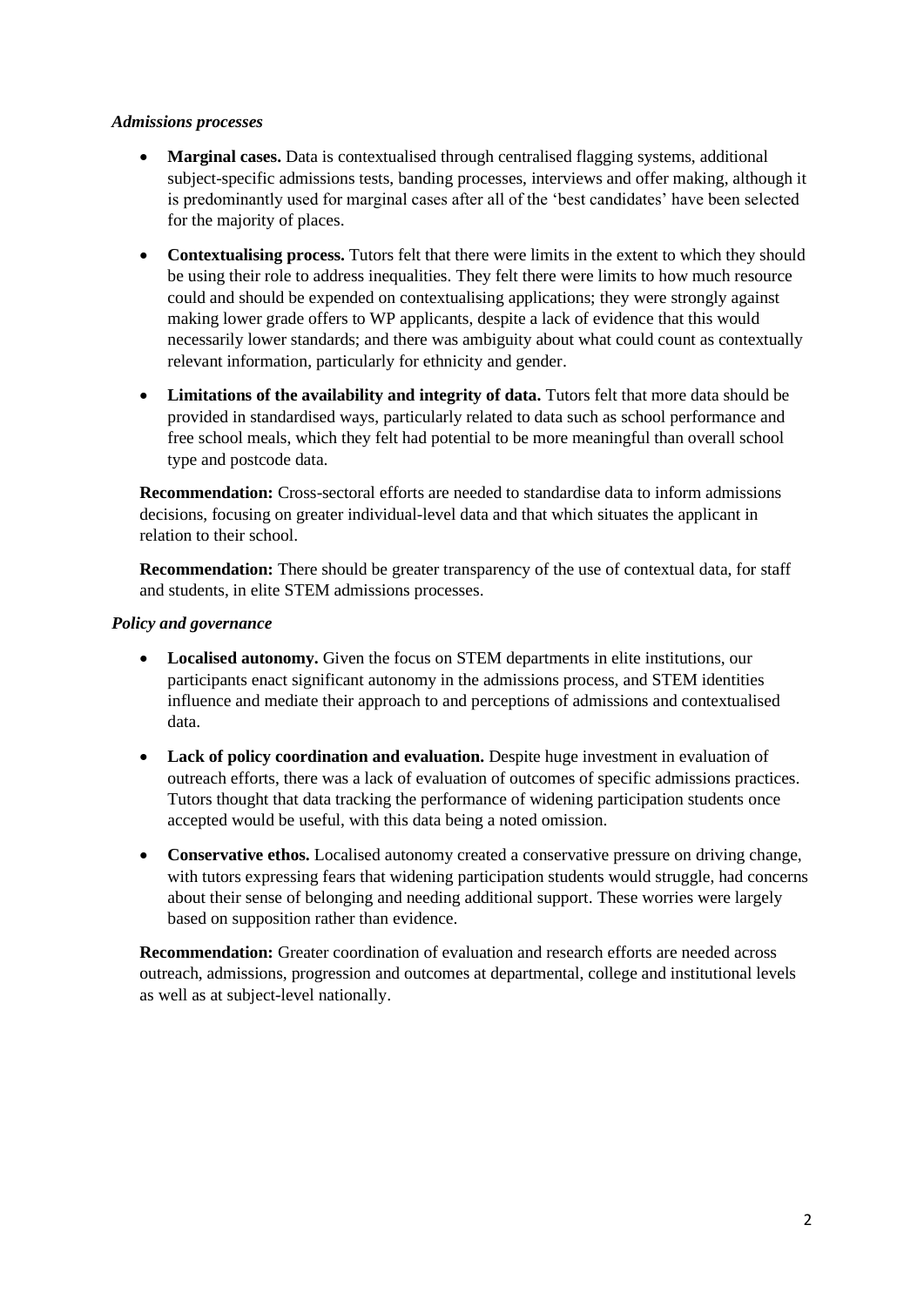*Admissions processes*

- **Marginal cases.** Data is contextualised through centralised flagging systems, additional subject-specific admissions tests, banding processes, interviews and offer making, although it is predominantly used for marginal cases after all of the 'best candidates' have been selected for the majority of places.
- **Contextualising process.** Tutors felt that there were limits in the extent to which they should be using their role to address inequalities. They felt there were limits to how much resource could and should be expended on contextualising applications; they were strongly against making lower grade offers to WP applicants, despite a lack of evidence that this would necessarily lower standards; and there was ambiguity about what could count as contextually relevant information, particularly for ethnicity and gender.
- **Limitations of the availability and integrity of data.** Tutors felt that more data should be provided in standardised ways, particularly related to data such as school performance and free school meals, which they felt had potential to be more meaningful than overall school type and postcode data.

**Recommendation:** Cross-sectoral efforts are needed to standardise data to inform admissions decisions, focusing on greater individual-level data and that which situates the applicant in relation to their school.

**Recommendation:** There should be greater transparency of the use of contextual data, for staff and students, in elite STEM admissions processes.

*Policy and governance*

- **Localised autonomy.** Given the focus on STEM departments in elite institutions, our participants enact significant autonomy in the admissions process, and STEM identities influence and mediate their approach to and perceptions of admissions and contextualised data.
- **Lack of policy coordination and evaluation.** Despite huge investment in evaluation of outreach efforts, there was a lack of evaluation of outcomes of specific admissions practices. Tutors thought that data tracking the performance of widening participation students once accepted would be useful, with this data being a noted omission.
- **Conservative ethos.** Localised autonomy created a conservative pressure on driving change, with tutors expressing fears that widening participation students would struggle, had concerns about their sense of belonging and needing additional support. These worries were largely based on supposition rather than evidence.

**Recommendation:** Greater coordination of evaluation and research efforts are needed across outreach, admissions, progression and outcomes at departmental, college and institutional levels as well as at subject-level nationally.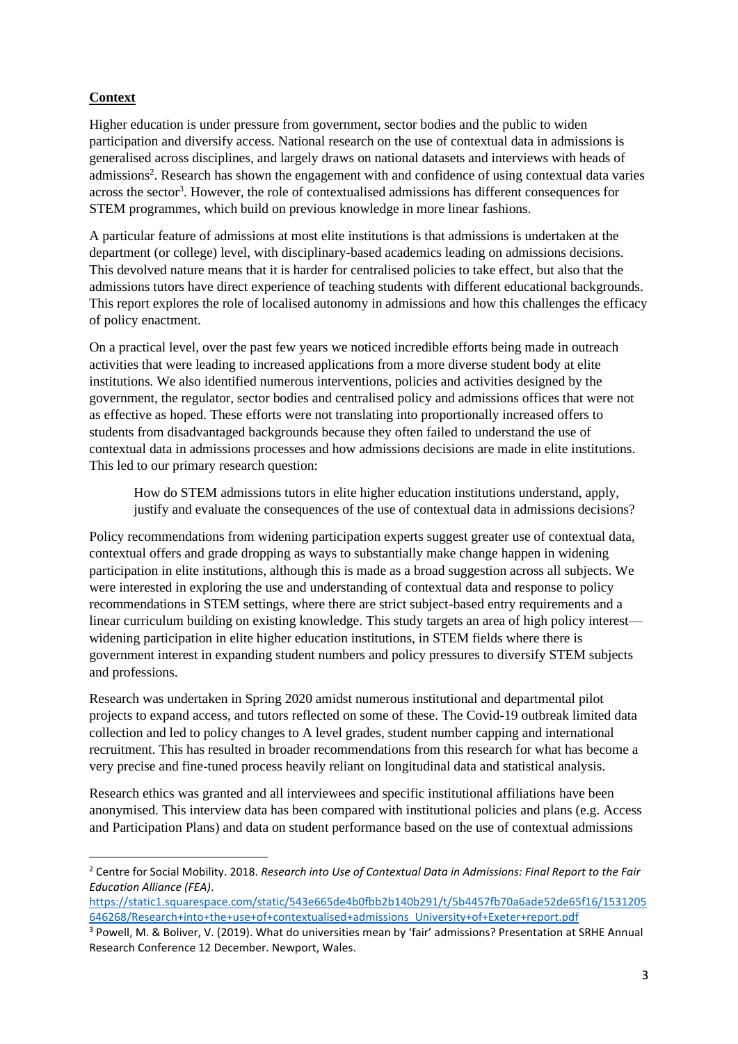## Context

Higher education is under pressure from government, sector bodies and the public to widen participation and diversify access. National research on the use of contextual data in admissions is generalised across disciplines, and largely draws on national datasets and interviews with heads of admissions[2]. Research has shown the engagement with and confidence of using contextual data varies across the sector[3]. However, the role of contextualised admissions has different consequences for STEM programmes, which build on previous knowledge in more linear fashions.

A particular feature of admissions at most elite institutions is that admissions is undertaken at the department (or college) level, with disciplinary-based academics leading on admissions decisions. This devolved nature means that it is harder for centralised policies to take effect, but also that the admissions tutors have direct experience of teaching students with different educational backgrounds. This report explores the role of localised autonomy in admissions and how this challenges the efficacy of policy enactment.

On a practical level, over the past few years we noticed incredible efforts being made in outreach activities that were leading to increased applications from a more diverse student body at elite institutions. We also identified numerous interventions, policies and activities designed by the government, the regulator, sector bodies and centralised policy and admissions offices that were not as effective as hoped. These efforts were not translating into proportionally increased offers to students from disadvantaged backgrounds because they often failed to understand the use of contextual data in admissions processes and how admissions decisions are made in elite institutions. This led to our primary research question:

> How do STEM admissions tutors in elite higher education institutions understand, apply, justify and evaluate the consequences of the use of contextual data in admissions decisions?

Policy recommendations from widening participation experts suggest greater use of contextual data, contextual offers and grade dropping as ways to substantially make change happen in widening participation in elite institutions, although this is made as a broad suggestion across all subjects. We were interested in exploring the use and understanding of contextual data and response to policy recommendations in STEM settings, where there are strict subject-based entry requirements and a linear curriculum building on existing knowledge. This study targets an area of high policy interest—widening participation in elite higher education institutions, in STEM fields where there is government interest in expanding student numbers and policy pressures to diversify STEM subjects and professions.

Research was undertaken in Spring 2020 amidst numerous institutional and departmental pilot projects to expand access, and tutors reflected on some of these. The Covid-19 outbreak limited data collection and led to policy changes to A level grades, student number capping and international recruitment. This has resulted in broader recommendations from this research for what has become a very precise and fine-tuned process heavily reliant on longitudinal data and statistical analysis.

Research ethics was granted and all interviewees and specific institutional affiliations have been anonymised. This interview data has been compared with institutional policies and plans (e.g. Access and Participation Plans) and data on student performance based on the use of contextual admissions

---

[2] Centre for Social Mobility. 2018. *Research into Use of Contextual Data in Admissions: Final Report to the Fair Education Alliance (FEA)*. https://static1.squarespace.com/static/543e665de4b0fbb2b140b291/t/5b4457fb70a6ade52de65f16/1531205646268/Research+into+the+use+of+contextualised+admissions_University+of+Exeter+report.pdf

[3] Powell, M. & Boliver, V. (2019). What do universities mean by 'fair' admissions? Presentation at SRHE Annual Research Conference 12 December. Newport, Wales.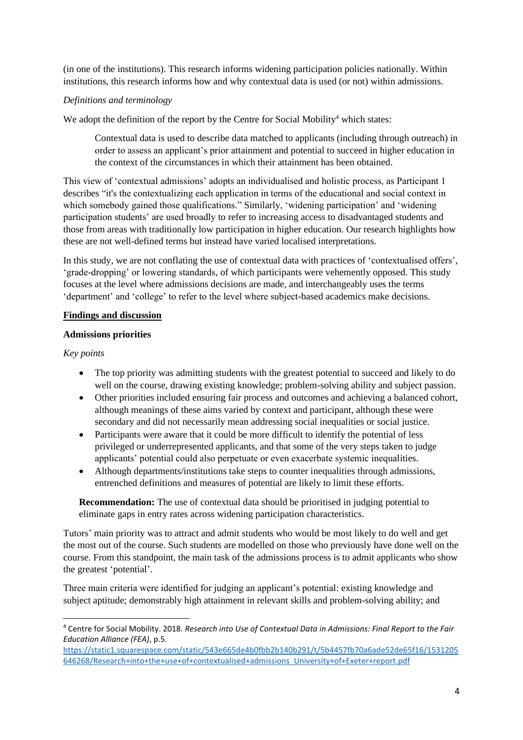(in one of the institutions). This research informs widening participation policies nationally. Within institutions, this research informs how and why contextual data is used (or not) within admissions.

*Definitions and terminology*

We adopt the definition of the report by the Centre for Social Mobility[4] which states:

> Contextual data is used to describe data matched to applicants (including through outreach) in order to assess an applicant's prior attainment and potential to succeed in higher education in the context of the circumstances in which their attainment has been obtained.

This view of 'contextual admissions' adopts an individualised and holistic process, as Participant 1 describes "it's the contextualizing each application in terms of the educational and social context in which somebody gained those qualifications." Similarly, 'widening participation' and 'widening participation students' are used broadly to refer to increasing access to disadvantaged students and those from areas with traditionally low participation in higher education. Our research highlights how these are not well-defined terms but instead have varied localised interpretations.

In this study, we are not conflating the use of contextual data with practices of 'contextualised offers', 'grade-dropping' or lowering standards, of which participants were vehemently opposed. This study focuses at the level where admissions decisions are made, and interchangeably uses the terms 'department' and 'college' to refer to the level where subject-based academics make decisions.

## Findings and discussion

### Admissions priorities

*Key points*

- The top priority was admitting students with the greatest potential to succeed and likely to do well on the course, drawing existing knowledge; problem-solving ability and subject passion.
- Other priorities included ensuring fair process and outcomes and achieving a balanced cohort, although meanings of these aims varied by context and participant, although these were secondary and did not necessarily mean addressing social inequalities or social justice.
- Participants were aware that it could be more difficult to identify the potential of less privileged or underrepresented applicants, and that some of the very steps taken to judge applicants' potential could also perpetuate or even exacerbate systemic inequalities.
- Although departments/institutions take steps to counter inequalities through admissions, entrenched definitions and measures of potential are likely to limit these efforts.

> **Recommendation:** The use of contextual data should be prioritised in judging potential to eliminate gaps in entry rates across widening participation characteristics.

Tutors' main priority was to attract and admit students who would be most likely to do well and get the most out of the course. Such students are modelled on those who previously have done well on the course. From this standpoint, the main task of the admissions process is to admit applicants who show the greatest 'potential'.

Three main criteria were identified for judging an applicant's potential: existing knowledge and subject aptitude; demonstrably high attainment in relevant skills and problem-solving ability; and

---

[4] Centre for Social Mobility. 2018. *Research into Use of Contextual Data in Admissions: Final Report to the Fair Education Alliance (FEA)*, p.5. https://static1.squarespace.com/static/543e665de4b0fbb2b140b291/t/5b4457fb70a6ade52de65f16/1531205646268/Research+into+the+use+of+contextualised+admissions_University+of+Exeter+report.pdf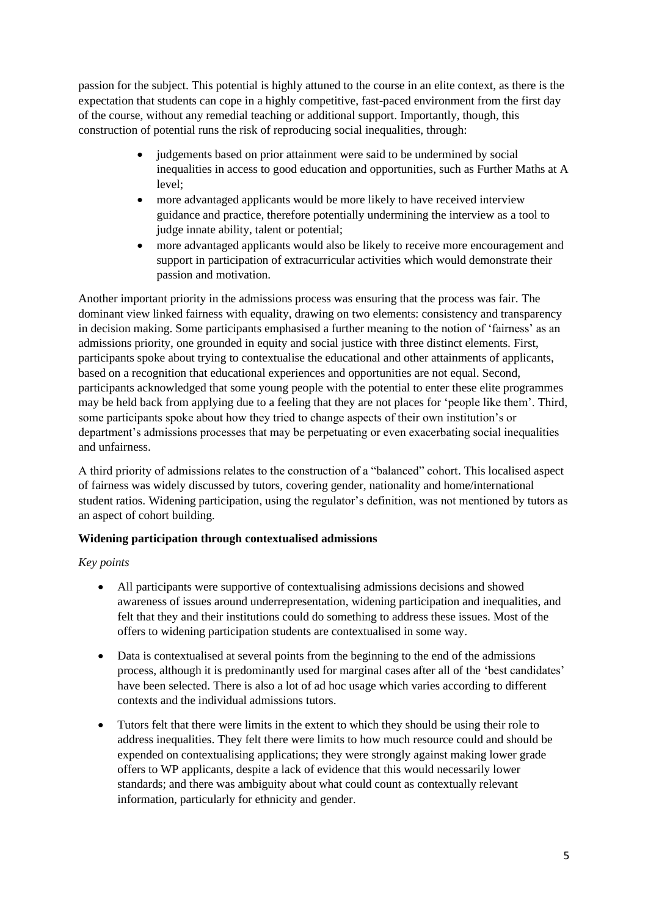passion for the subject. This potential is highly attuned to the course in an elite context, as there is the expectation that students can cope in a highly competitive, fast-paced environment from the first day of the course, without any remedial teaching or additional support. Importantly, though, this construction of potential runs the risk of reproducing social inequalities, through:

- judgements based on prior attainment were said to be undermined by social inequalities in access to good education and opportunities, such as Further Maths at A level;
- more advantaged applicants would be more likely to have received interview guidance and practice, therefore potentially undermining the interview as a tool to judge innate ability, talent or potential;
- more advantaged applicants would also be likely to receive more encouragement and support in participation of extracurricular activities which would demonstrate their passion and motivation.

Another important priority in the admissions process was ensuring that the process was fair. The dominant view linked fairness with equality, drawing on two elements: consistency and transparency in decision making. Some participants emphasised a further meaning to the notion of 'fairness' as an admissions priority, one grounded in equity and social justice with three distinct elements. First, participants spoke about trying to contextualise the educational and other attainments of applicants, based on a recognition that educational experiences and opportunities are not equal. Second, participants acknowledged that some young people with the potential to enter these elite programmes may be held back from applying due to a feeling that they are not places for 'people like them'. Third, some participants spoke about how they tried to change aspects of their own institution's or department's admissions processes that may be perpetuating or even exacerbating social inequalities and unfairness.

A third priority of admissions relates to the construction of a "balanced" cohort. This localised aspect of fairness was widely discussed by tutors, covering gender, nationality and home/international student ratios. Widening participation, using the regulator's definition, was not mentioned by tutors as an aspect of cohort building.

**Widening participation through contextualised admissions**

*Key points*

- All participants were supportive of contextualising admissions decisions and showed awareness of issues around underrepresentation, widening participation and inequalities, and felt that they and their institutions could do something to address these issues. Most of the offers to widening participation students are contextualised in some way.
- Data is contextualised at several points from the beginning to the end of the admissions process, although it is predominantly used for marginal cases after all of the 'best candidates' have been selected. There is also a lot of ad hoc usage which varies according to different contexts and the individual admissions tutors.
- Tutors felt that there were limits in the extent to which they should be using their role to address inequalities. They felt there were limits to how much resource could and should be expended on contextualising applications; they were strongly against making lower grade offers to WP applicants, despite a lack of evidence that this would necessarily lower standards; and there was ambiguity about what could count as contextually relevant information, particularly for ethnicity and gender.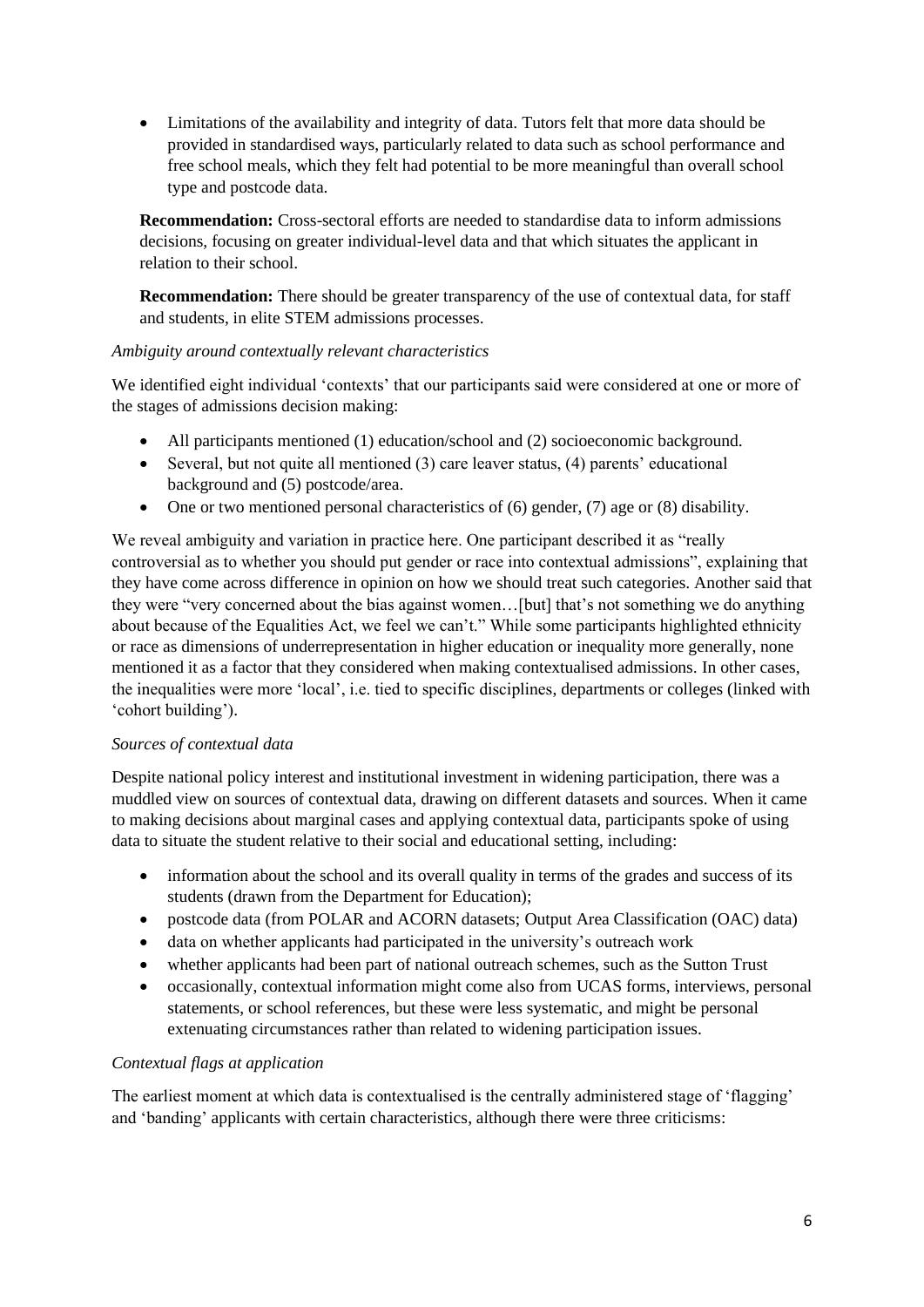- Limitations of the availability and integrity of data. Tutors felt that more data should be provided in standardised ways, particularly related to data such as school performance and free school meals, which they felt had potential to be more meaningful than overall school type and postcode data.

  **Recommendation:** Cross-sectoral efforts are needed to standardise data to inform admissions decisions, focusing on greater individual-level data and that which situates the applicant in relation to their school.

  **Recommendation:** There should be greater transparency of the use of contextual data, for staff and students, in elite STEM admissions processes.

*Ambiguity around contextually relevant characteristics*

We identified eight individual 'contexts' that our participants said were considered at one or more of the stages of admissions decision making:

- All participants mentioned (1) education/school and (2) socioeconomic background.
- Several, but not quite all mentioned (3) care leaver status, (4) parents' educational background and (5) postcode/area.
- One or two mentioned personal characteristics of (6) gender, (7) age or (8) disability.

We reveal ambiguity and variation in practice here. One participant described it as "really controversial as to whether you should put gender or race into contextual admissions", explaining that they have come across difference in opinion on how we should treat such categories. Another said that they were "very concerned about the bias against women…[but] that's not something we do anything about because of the Equalities Act, we feel we can't." While some participants highlighted ethnicity or race as dimensions of underrepresentation in higher education or inequality more generally, none mentioned it as a factor that they considered when making contextualised admissions. In other cases, the inequalities were more 'local', i.e. tied to specific disciplines, departments or colleges (linked with 'cohort building').

*Sources of contextual data*

Despite national policy interest and institutional investment in widening participation, there was a muddled view on sources of contextual data, drawing on different datasets and sources. When it came to making decisions about marginal cases and applying contextual data, participants spoke of using data to situate the student relative to their social and educational setting, including:

- information about the school and its overall quality in terms of the grades and success of its students (drawn from the Department for Education);
- postcode data (from POLAR and ACORN datasets; Output Area Classification (OAC) data)
- data on whether applicants had participated in the university's outreach work
- whether applicants had been part of national outreach schemes, such as the Sutton Trust
- occasionally, contextual information might come also from UCAS forms, interviews, personal statements, or school references, but these were less systematic, and might be personal extenuating circumstances rather than related to widening participation issues.

*Contextual flags at application*

The earliest moment at which data is contextualised is the centrally administered stage of 'flagging' and 'banding' applicants with certain characteristics, although there were three criticisms: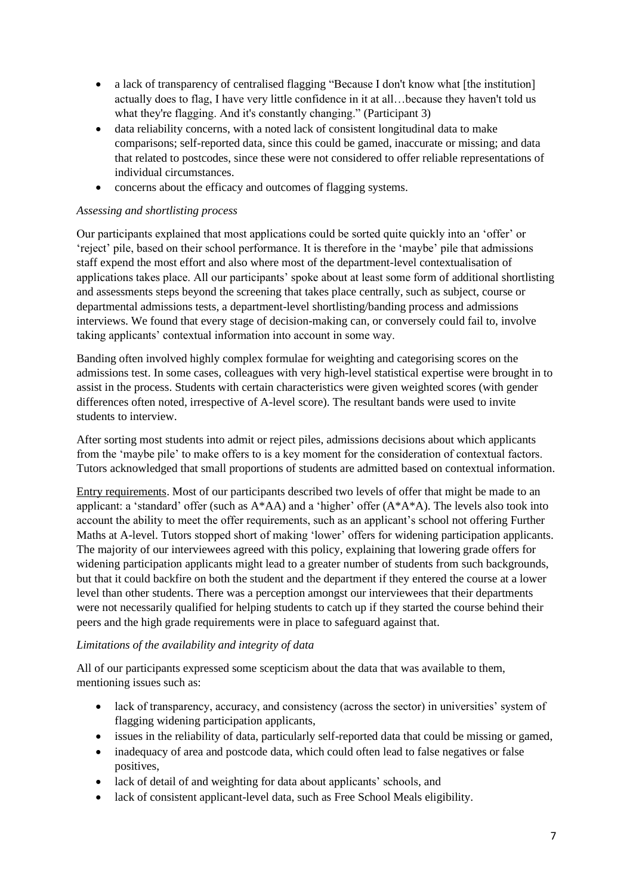- a lack of transparency of centralised flagging "Because I don't know what [the institution] actually does to flag, I have very little confidence in it at all…because they haven't told us what they're flagging. And it's constantly changing." (Participant 3)
- data reliability concerns, with a noted lack of consistent longitudinal data to make comparisons; self-reported data, since this could be gamed, inaccurate or missing; and data that related to postcodes, since these were not considered to offer reliable representations of individual circumstances.
- concerns about the efficacy and outcomes of flagging systems.

*Assessing and shortlisting process*

Our participants explained that most applications could be sorted quite quickly into an 'offer' or 'reject' pile, based on their school performance. It is therefore in the 'maybe' pile that admissions staff expend the most effort and also where most of the department-level contextualisation of applications takes place. All our participants' spoke about at least some form of additional shortlisting and assessments steps beyond the screening that takes place centrally, such as subject, course or departmental admissions tests, a department-level shortlisting/banding process and admissions interviews. We found that every stage of decision-making can, or conversely could fail to, involve taking applicants' contextual information into account in some way.

Banding often involved highly complex formulae for weighting and categorising scores on the admissions test. In some cases, colleagues with very high-level statistical expertise were brought in to assist in the process. Students with certain characteristics were given weighted scores (with gender differences often noted, irrespective of A-level score). The resultant bands were used to invite students to interview.

After sorting most students into admit or reject piles, admissions decisions about which applicants from the 'maybe pile' to make offers to is a key moment for the consideration of contextual factors. Tutors acknowledged that small proportions of students are admitted based on contextual information.

<u>Entry requirements</u>. Most of our participants described two levels of offer that might be made to an applicant: a 'standard' offer (such as A*AA) and a 'higher' offer (A*A*A). The levels also took into account the ability to meet the offer requirements, such as an applicant's school not offering Further Maths at A-level. Tutors stopped short of making 'lower' offers for widening participation applicants. The majority of our interviewees agreed with this policy, explaining that lowering grade offers for widening participation applicants might lead to a greater number of students from such backgrounds, but that it could backfire on both the student and the department if they entered the course at a lower level than other students. There was a perception amongst our interviewees that their departments were not necessarily qualified for helping students to catch up if they started the course behind their peers and the high grade requirements were in place to safeguard against that.

*Limitations of the availability and integrity of data*

All of our participants expressed some scepticism about the data that was available to them, mentioning issues such as:

- lack of transparency, accuracy, and consistency (across the sector) in universities' system of flagging widening participation applicants,
- issues in the reliability of data, particularly self-reported data that could be missing or gamed,
- inadequacy of area and postcode data, which could often lead to false negatives or false positives,
- lack of detail of and weighting for data about applicants' schools, and
- lack of consistent applicant-level data, such as Free School Meals eligibility.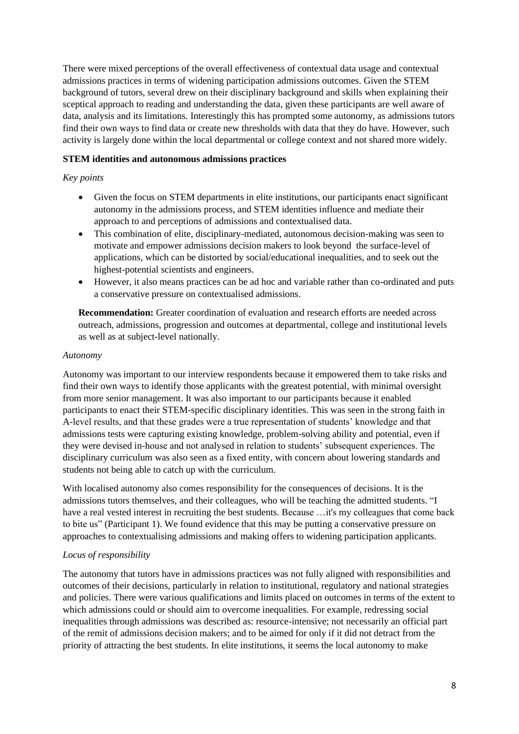There were mixed perceptions of the overall effectiveness of contextual data usage and contextual admissions practices in terms of widening participation admissions outcomes. Given the STEM background of tutors, several drew on their disciplinary background and skills when explaining their sceptical approach to reading and understanding the data, given these participants are well aware of data, analysis and its limitations. Interestingly this has prompted some autonomy, as admissions tutors find their own ways to find data or create new thresholds with data that they do have. However, such activity is largely done within the local departmental or college context and not shared more widely.

### STEM identities and autonomous admissions practices

*Key points*

- Given the focus on STEM departments in elite institutions, our participants enact significant autonomy in the admissions process, and STEM identities influence and mediate their approach to and perceptions of admissions and contextualised data.
- This combination of elite, disciplinary-mediated, autonomous decision-making was seen to motivate and empower admissions decision makers to look beyond the surface-level of applications, which can be distorted by social/educational inequalities, and to seek out the highest-potential scientists and engineers.
- However, it also means practices can be ad hoc and variable rather than co-ordinated and puts a conservative pressure on contextualised admissions.

**Recommendation:** Greater coordination of evaluation and research efforts are needed across outreach, admissions, progression and outcomes at departmental, college and institutional levels as well as at subject-level nationally.

*Autonomy*

Autonomy was important to our interview respondents because it empowered them to take risks and find their own ways to identify those applicants with the greatest potential, with minimal oversight from more senior management. It was also important to our participants because it enabled participants to enact their STEM-specific disciplinary identities. This was seen in the strong faith in A-level results, and that these grades were a true representation of students' knowledge and that admissions tests were capturing existing knowledge, problem-solving ability and potential, even if they were devised in-house and not analysed in relation to students' subsequent experiences. The disciplinary curriculum was also seen as a fixed entity, with concern about lowering standards and students not being able to catch up with the curriculum.

With localised autonomy also comes responsibility for the consequences of decisions. It is the admissions tutors themselves, and their colleagues, who will be teaching the admitted students. "I have a real vested interest in recruiting the best students. Because …it's my colleagues that come back to bite us" (Participant 1). We found evidence that this may be putting a conservative pressure on approaches to contextualising admissions and making offers to widening participation applicants.

*Locus of responsibility*

The autonomy that tutors have in admissions practices was not fully aligned with responsibilities and outcomes of their decisions, particularly in relation to institutional, regulatory and national strategies and policies. There were various qualifications and limits placed on outcomes in terms of the extent to which admissions could or should aim to overcome inequalities. For example, redressing social inequalities through admissions was described as: resource-intensive; not necessarily an official part of the remit of admissions decision makers; and to be aimed for only if it did not detract from the priority of attracting the best students. In elite institutions, it seems the local autonomy to make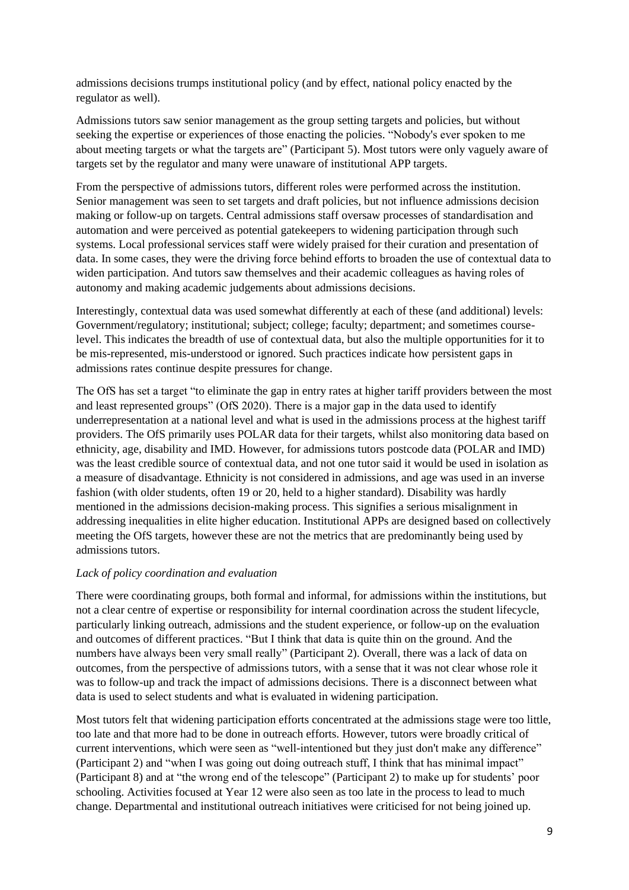admissions decisions trumps institutional policy (and by effect, national policy enacted by the regulator as well).

Admissions tutors saw senior management as the group setting targets and policies, but without seeking the expertise or experiences of those enacting the policies. "Nobody's ever spoken to me about meeting targets or what the targets are" (Participant 5). Most tutors were only vaguely aware of targets set by the regulator and many were unaware of institutional APP targets.

From the perspective of admissions tutors, different roles were performed across the institution. Senior management was seen to set targets and draft policies, but not influence admissions decision making or follow-up on targets. Central admissions staff oversaw processes of standardisation and automation and were perceived as potential gatekeepers to widening participation through such systems. Local professional services staff were widely praised for their curation and presentation of data. In some cases, they were the driving force behind efforts to broaden the use of contextual data to widen participation. And tutors saw themselves and their academic colleagues as having roles of autonomy and making academic judgements about admissions decisions.

Interestingly, contextual data was used somewhat differently at each of these (and additional) levels: Government/regulatory; institutional; subject; college; faculty; department; and sometimes course-level. This indicates the breadth of use of contextual data, but also the multiple opportunities for it to be mis-represented, mis-understood or ignored. Such practices indicate how persistent gaps in admissions rates continue despite pressures for change.

The OfS has set a target "to eliminate the gap in entry rates at higher tariff providers between the most and least represented groups" (OfS 2020). There is a major gap in the data used to identify underrepresentation at a national level and what is used in the admissions process at the highest tariff providers. The OfS primarily uses POLAR data for their targets, whilst also monitoring data based on ethnicity, age, disability and IMD. However, for admissions tutors postcode data (POLAR and IMD) was the least credible source of contextual data, and not one tutor said it would be used in isolation as a measure of disadvantage. Ethnicity is not considered in admissions, and age was used in an inverse fashion (with older students, often 19 or 20, held to a higher standard). Disability was hardly mentioned in the admissions decision-making process. This signifies a serious misalignment in addressing inequalities in elite higher education. Institutional APPs are designed based on collectively meeting the OfS targets, however these are not the metrics that are predominantly being used by admissions tutors.

*Lack of policy coordination and evaluation*

There were coordinating groups, both formal and informal, for admissions within the institutions, but not a clear centre of expertise or responsibility for internal coordination across the student lifecycle, particularly linking outreach, admissions and the student experience, or follow-up on the evaluation and outcomes of different practices. "But I think that data is quite thin on the ground. And the numbers have always been very small really" (Participant 2). Overall, there was a lack of data on outcomes, from the perspective of admissions tutors, with a sense that it was not clear whose role it was to follow-up and track the impact of admissions decisions. There is a disconnect between what data is used to select students and what is evaluated in widening participation.

Most tutors felt that widening participation efforts concentrated at the admissions stage were too little, too late and that more had to be done in outreach efforts. However, tutors were broadly critical of current interventions, which were seen as "well-intentioned but they just don't make any difference" (Participant 2) and "when I was going out doing outreach stuff, I think that has minimal impact" (Participant 8) and at "the wrong end of the telescope" (Participant 2) to make up for students' poor schooling. Activities focused at Year 12 were also seen as too late in the process to lead to much change. Departmental and institutional outreach initiatives were criticised for not being joined up.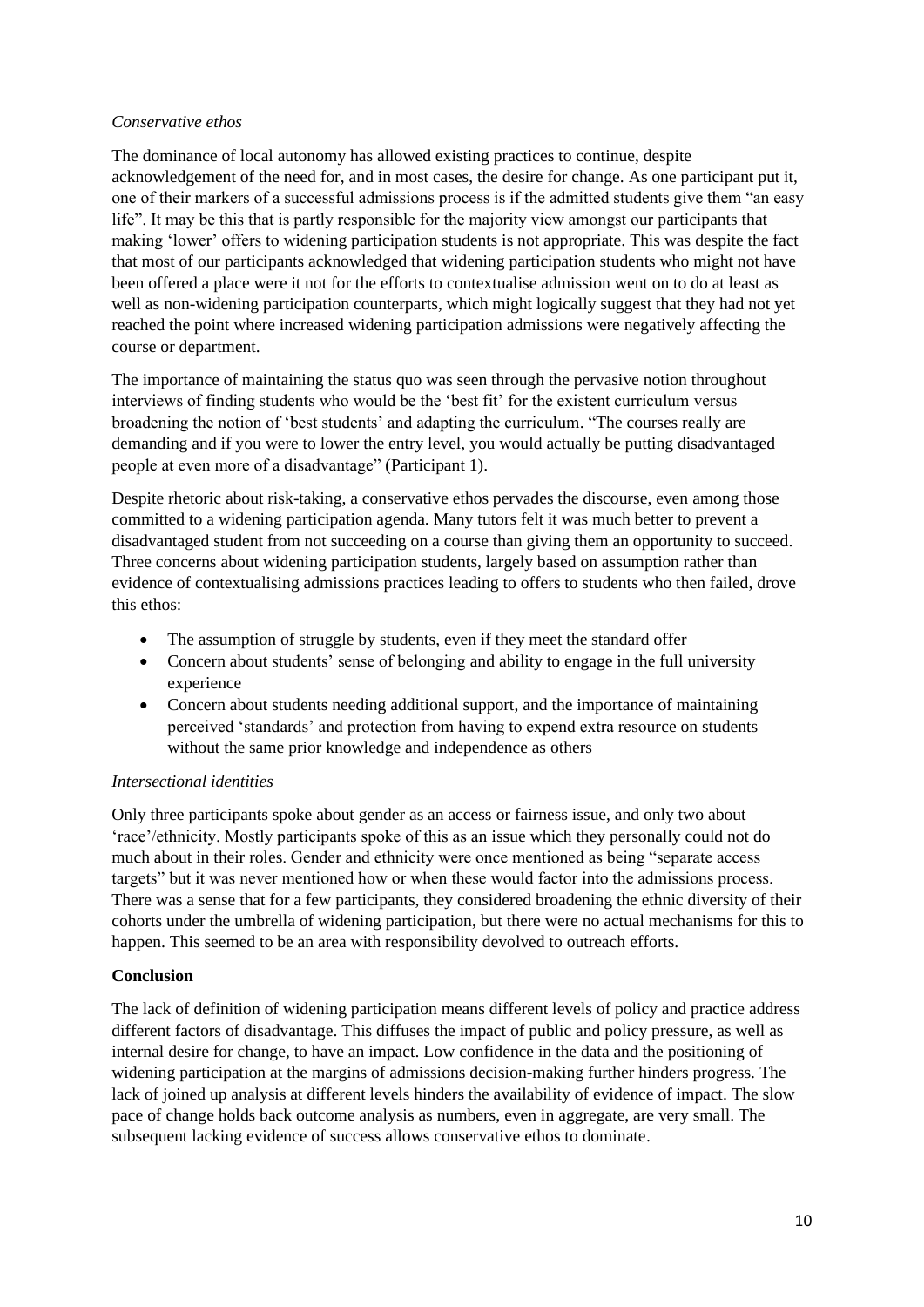*Conservative ethos*

The dominance of local autonomy has allowed existing practices to continue, despite acknowledgement of the need for, and in most cases, the desire for change. As one participant put it, one of their markers of a successful admissions process is if the admitted students give them "an easy life". It may be this that is partly responsible for the majority view amongst our participants that making 'lower' offers to widening participation students is not appropriate. This was despite the fact that most of our participants acknowledged that widening participation students who might not have been offered a place were it not for the efforts to contextualise admission went on to do at least as well as non-widening participation counterparts, which might logically suggest that they had not yet reached the point where increased widening participation admissions were negatively affecting the course or department.

The importance of maintaining the status quo was seen through the pervasive notion throughout interviews of finding students who would be the 'best fit' for the existent curriculum versus broadening the notion of 'best students' and adapting the curriculum. "The courses really are demanding and if you were to lower the entry level, you would actually be putting disadvantaged people at even more of a disadvantage" (Participant 1).

Despite rhetoric about risk-taking, a conservative ethos pervades the discourse, even among those committed to a widening participation agenda. Many tutors felt it was much better to prevent a disadvantaged student from not succeeding on a course than giving them an opportunity to succeed. Three concerns about widening participation students, largely based on assumption rather than evidence of contextualising admissions practices leading to offers to students who then failed, drove this ethos:

- The assumption of struggle by students, even if they meet the standard offer
- Concern about students' sense of belonging and ability to engage in the full university experience
- Concern about students needing additional support, and the importance of maintaining perceived 'standards' and protection from having to expend extra resource on students without the same prior knowledge and independence as others

*Intersectional identities*

Only three participants spoke about gender as an access or fairness issue, and only two about 'race'/ethnicity. Mostly participants spoke of this as an issue which they personally could not do much about in their roles. Gender and ethnicity were once mentioned as being "separate access targets" but it was never mentioned how or when these would factor into the admissions process. There was a sense that for a few participants, they considered broadening the ethnic diversity of their cohorts under the umbrella of widening participation, but there were no actual mechanisms for this to happen. This seemed to be an area with responsibility devolved to outreach efforts.

**Conclusion**

The lack of definition of widening participation means different levels of policy and practice address different factors of disadvantage. This diffuses the impact of public and policy pressure, as well as internal desire for change, to have an impact. Low confidence in the data and the positioning of widening participation at the margins of admissions decision-making further hinders progress. The lack of joined up analysis at different levels hinders the availability of evidence of impact. The slow pace of change holds back outcome analysis as numbers, even in aggregate, are very small. The subsequent lacking evidence of success allows conservative ethos to dominate.